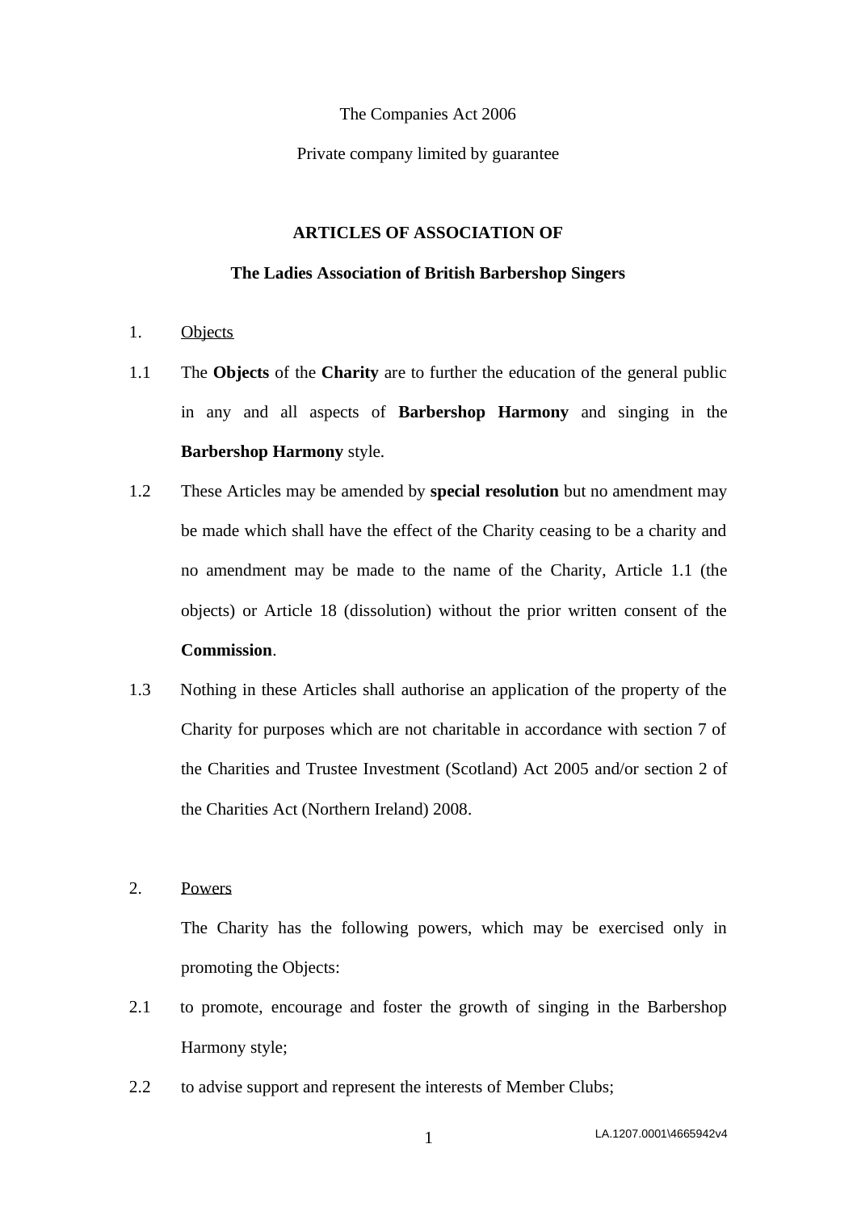The Companies Act 2006

Private company limited by guarantee

# ARTICLES OF ASSOCIATION OF

# The Ladies Association of British Barbershop Singers

1. Objects

1.1 The **Objects** of the **Charity** are to further the education of the general public in any and all aspects of **Barbershop Harmony** and singing in the **Barbershop Harmony** style.

1.2 These Articles may be amended by **special resolution** but no amendment may be made which shall have the effect of the Charity ceasing to be a charity and no amendment may be made to the name of the Charity, Article 1.1 (the objects) or Article 18 (dissolution) without the prior written consent of the **Commission**.

1.3 Nothing in these Articles shall authorise an application of the property of the Charity for purposes which are not charitable in accordance with section 7 of the Charities and Trustee Investment (Scotland) Act 2005 and/or section 2 of the Charities Act (Northern Ireland) 2008.

2. Powers

The Charity has the following powers, which may be exercised only in promoting the Objects:

2.1 to promote, encourage and foster the growth of singing in the Barbershop Harmony style;

2.2 to advise support and represent the interests of Member Clubs;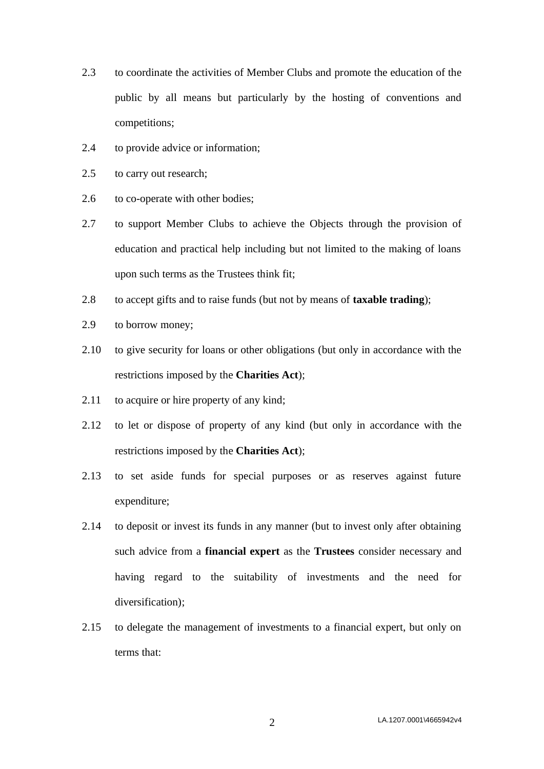2.3 to coordinate the activities of Member Clubs and promote the education of the public by all means but particularly by the hosting of conventions and competitions;

2.4 to provide advice or information;

2.5 to carry out research;

2.6 to co-operate with other bodies;

2.7 to support Member Clubs to achieve the Objects through the provision of education and practical help including but not limited to the making of loans upon such terms as the Trustees think fit;

2.8 to accept gifts and to raise funds (but not by means of **taxable trading**);

2.9 to borrow money;

2.10 to give security for loans or other obligations (but only in accordance with the restrictions imposed by the **Charities Act**);

2.11 to acquire or hire property of any kind;

2.12 to let or dispose of property of any kind (but only in accordance with the restrictions imposed by the **Charities Act**);

2.13 to set aside funds for special purposes or as reserves against future expenditure;

2.14 to deposit or invest its funds in any manner (but to invest only after obtaining such advice from a **financial expert** as the **Trustees** consider necessary and having regard to the suitability of investments and the need for diversification);

2.15 to delegate the management of investments to a financial expert, but only on terms that: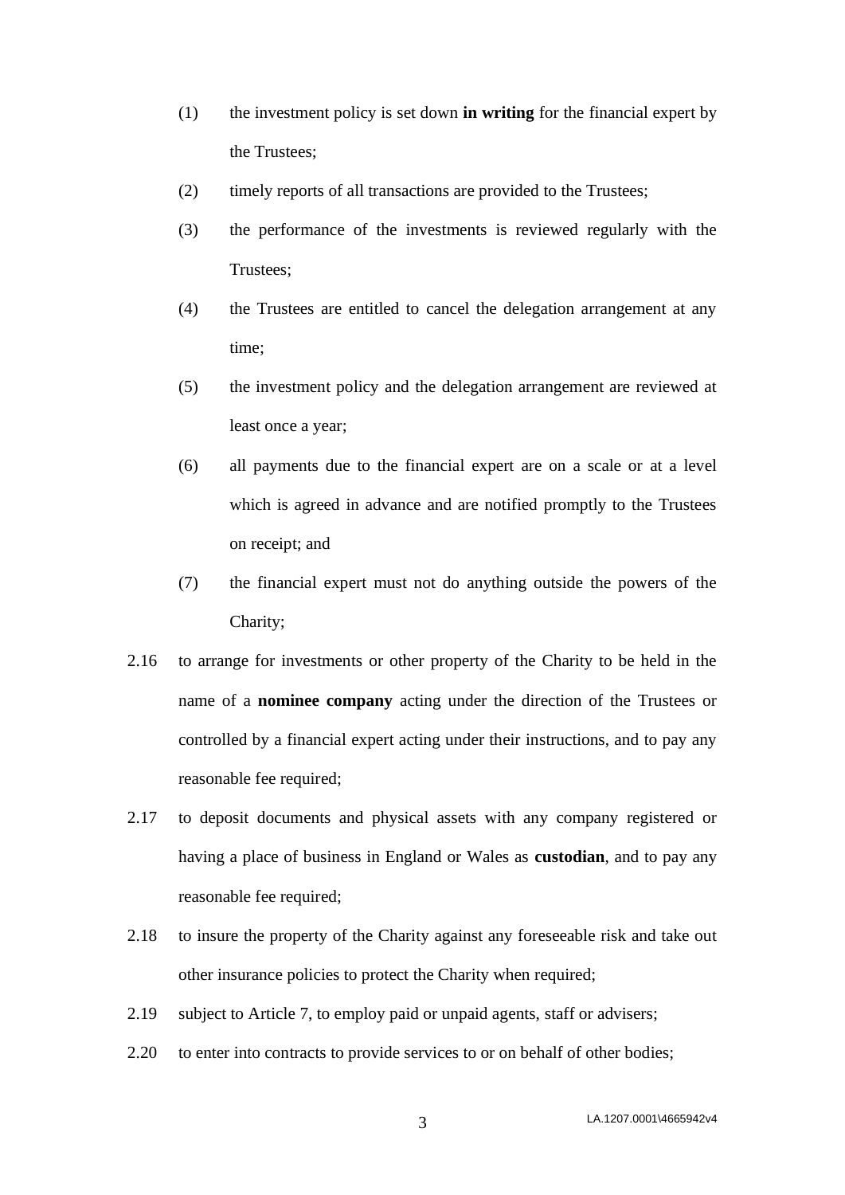(1) the investment policy is set down **in writing** for the financial expert by the Trustees;

(2) timely reports of all transactions are provided to the Trustees;

(3) the performance of the investments is reviewed regularly with the Trustees;

(4) the Trustees are entitled to cancel the delegation arrangement at any time;

(5) the investment policy and the delegation arrangement are reviewed at least once a year;

(6) all payments due to the financial expert are on a scale or at a level which is agreed in advance and are notified promptly to the Trustees on receipt; and

(7) the financial expert must not do anything outside the powers of the Charity;

2.16 to arrange for investments or other property of the Charity to be held in the name of a **nominee company** acting under the direction of the Trustees or controlled by a financial expert acting under their instructions, and to pay any reasonable fee required;

2.17 to deposit documents and physical assets with any company registered or having a place of business in England or Wales as **custodian**, and to pay any reasonable fee required;

2.18 to insure the property of the Charity against any foreseeable risk and take out other insurance policies to protect the Charity when required;

2.19 subject to Article 7, to employ paid or unpaid agents, staff or advisers;

2.20 to enter into contracts to provide services to or on behalf of other bodies;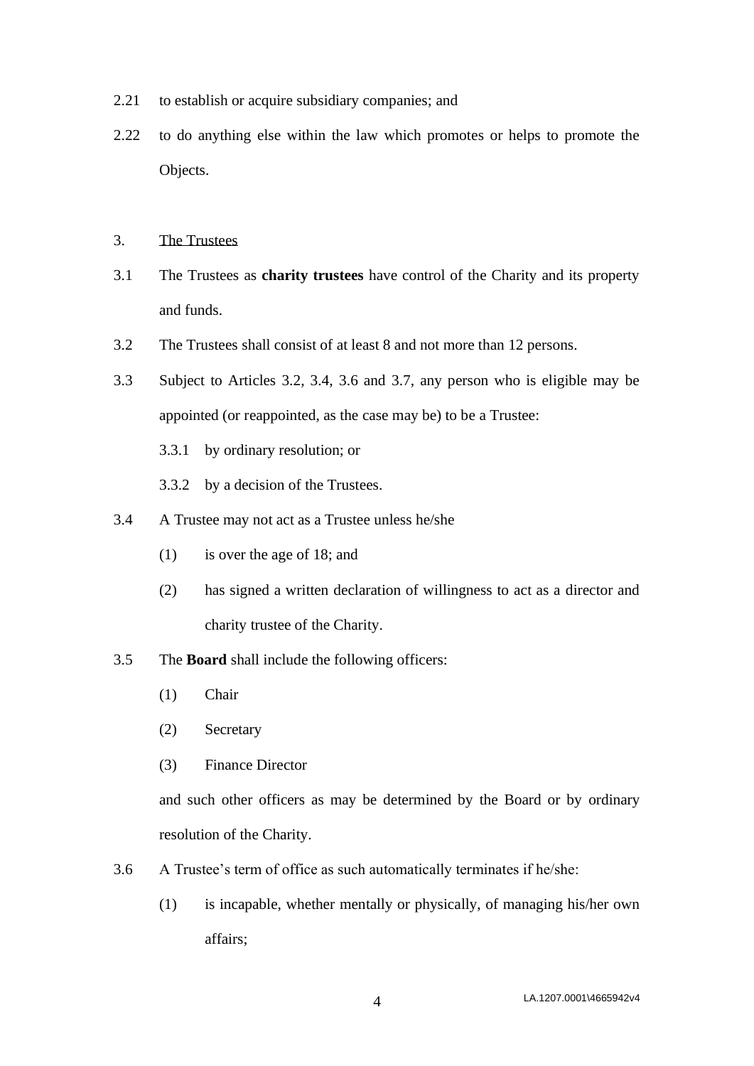2.21 to establish or acquire subsidiary companies; and

2.22 to do anything else within the law which promotes or helps to promote the Objects.

3. The Trustees

3.1 The Trustees as **charity trustees** have control of the Charity and its property and funds.

3.2 The Trustees shall consist of at least 8 and not more than 12 persons.

3.3 Subject to Articles 3.2, 3.4, 3.6 and 3.7, any person who is eligible may be appointed (or reappointed, as the case may be) to be a Trustee:

3.3.1 by ordinary resolution; or

3.3.2 by a decision of the Trustees.

3.4 A Trustee may not act as a Trustee unless he/she

(1) is over the age of 18; and

(2) has signed a written declaration of willingness to act as a director and charity trustee of the Charity.

3.5 The **Board** shall include the following officers:

(1) Chair

(2) Secretary

(3) Finance Director

and such other officers as may be determined by the Board or by ordinary resolution of the Charity.

3.6 A Trustee's term of office as such automatically terminates if he/she:

(1) is incapable, whether mentally or physically, of managing his/her own affairs;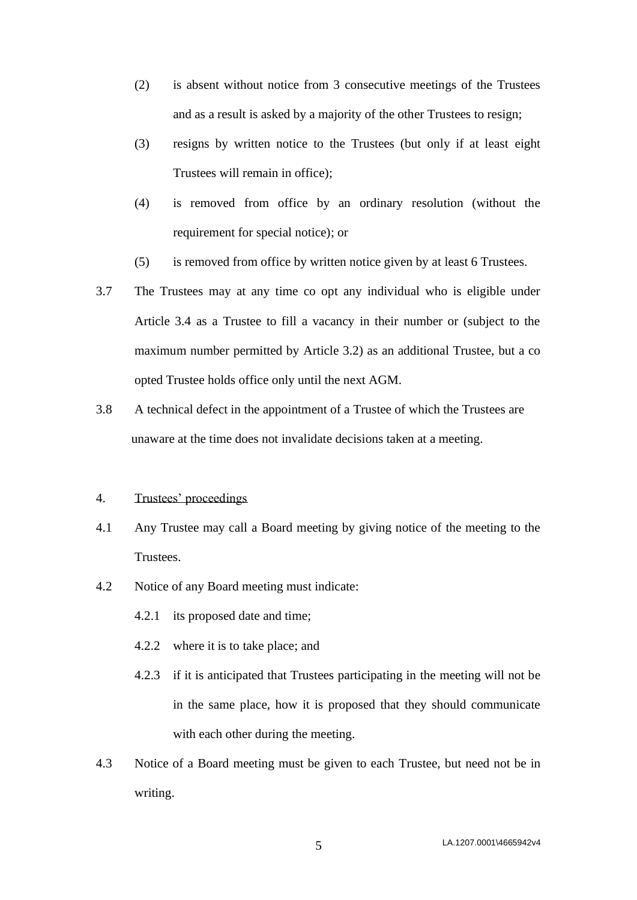(2) is absent without notice from 3 consecutive meetings of the Trustees and as a result is asked by a majority of the other Trustees to resign;

(3) resigns by written notice to the Trustees (but only if at least eight Trustees will remain in office);

(4) is removed from office by an ordinary resolution (without the requirement for special notice); or

(5) is removed from office by written notice given by at least 6 Trustees.

3.7 The Trustees may at any time co opt any individual who is eligible under Article 3.4 as a Trustee to fill a vacancy in their number or (subject to the maximum number permitted by Article 3.2) as an additional Trustee, but a co opted Trustee holds office only until the next AGM.

3.8 A technical defect in the appointment of a Trustee of which the Trustees are unaware at the time does not invalidate decisions taken at a meeting.

4. Trustees' proceedings

4.1 Any Trustee may call a Board meeting by giving notice of the meeting to the Trustees.

4.2 Notice of any Board meeting must indicate:

4.2.1 its proposed date and time;

4.2.2 where it is to take place; and

4.2.3 if it is anticipated that Trustees participating in the meeting will not be in the same place, how it is proposed that they should communicate with each other during the meeting.

4.3 Notice of a Board meeting must be given to each Trustee, but need not be in writing.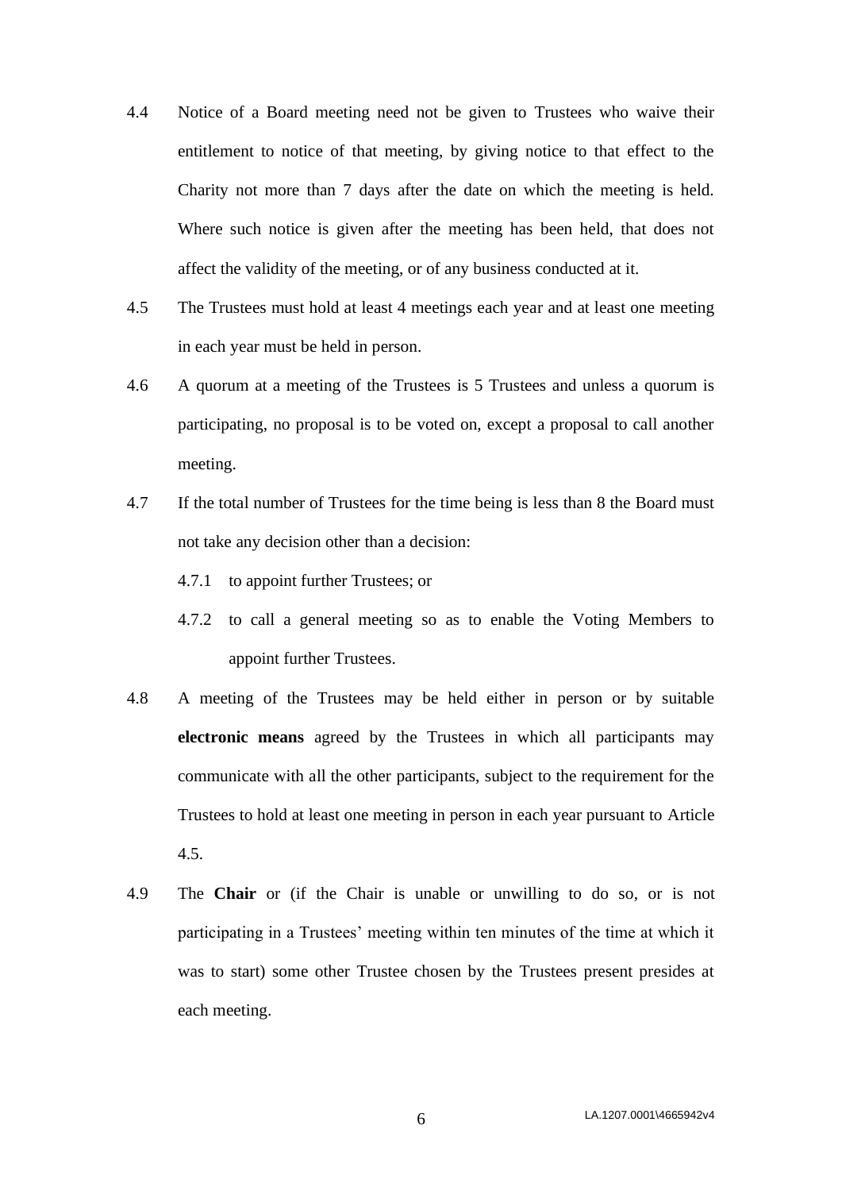4.4 Notice of a Board meeting need not be given to Trustees who waive their entitlement to notice of that meeting, by giving notice to that effect to the Charity not more than 7 days after the date on which the meeting is held. Where such notice is given after the meeting has been held, that does not affect the validity of the meeting, or of any business conducted at it.

4.5 The Trustees must hold at least 4 meetings each year and at least one meeting in each year must be held in person.

4.6 A quorum at a meeting of the Trustees is 5 Trustees and unless a quorum is participating, no proposal is to be voted on, except a proposal to call another meeting.

4.7 If the total number of Trustees for the time being is less than 8 the Board must not take any decision other than a decision:

4.7.1 to appoint further Trustees; or

4.7.2 to call a general meeting so as to enable the Voting Members to appoint further Trustees.

4.8 A meeting of the Trustees may be held either in person or by suitable **electronic means** agreed by the Trustees in which all participants may communicate with all the other participants, subject to the requirement for the Trustees to hold at least one meeting in person in each year pursuant to Article 4.5.

4.9 The **Chair** or (if the Chair is unable or unwilling to do so, or is not participating in a Trustees' meeting within ten minutes of the time at which it was to start) some other Trustee chosen by the Trustees present presides at each meeting.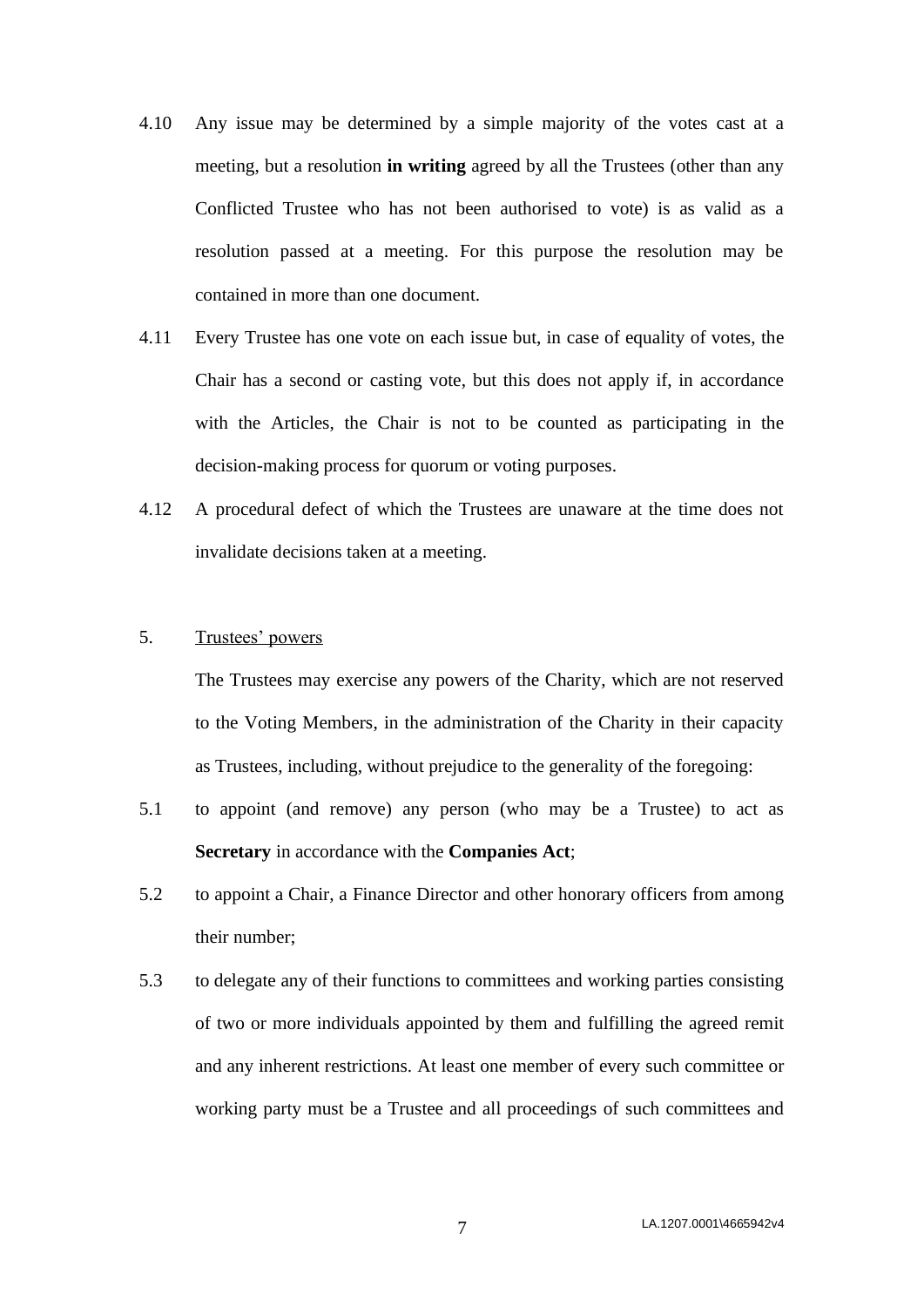4.10 Any issue may be determined by a simple majority of the votes cast at a meeting, but a resolution **in writing** agreed by all the Trustees (other than any Conflicted Trustee who has not been authorised to vote) is as valid as a resolution passed at a meeting. For this purpose the resolution may be contained in more than one document.

4.11 Every Trustee has one vote on each issue but, in case of equality of votes, the Chair has a second or casting vote, but this does not apply if, in accordance with the Articles, the Chair is not to be counted as participating in the decision-making process for quorum or voting purposes.

4.12 A procedural defect of which the Trustees are unaware at the time does not invalidate decisions taken at a meeting.

## 5. Trustees' powers

The Trustees may exercise any powers of the Charity, which are not reserved to the Voting Members, in the administration of the Charity in their capacity as Trustees, including, without prejudice to the generality of the foregoing:

5.1 to appoint (and remove) any person (who may be a Trustee) to act as **Secretary** in accordance with the **Companies Act**;

5.2 to appoint a Chair, a Finance Director and other honorary officers from among their number;

5.3 to delegate any of their functions to committees and working parties consisting of two or more individuals appointed by them and fulfilling the agreed remit and any inherent restrictions. At least one member of every such committee or working party must be a Trustee and all proceedings of such committees and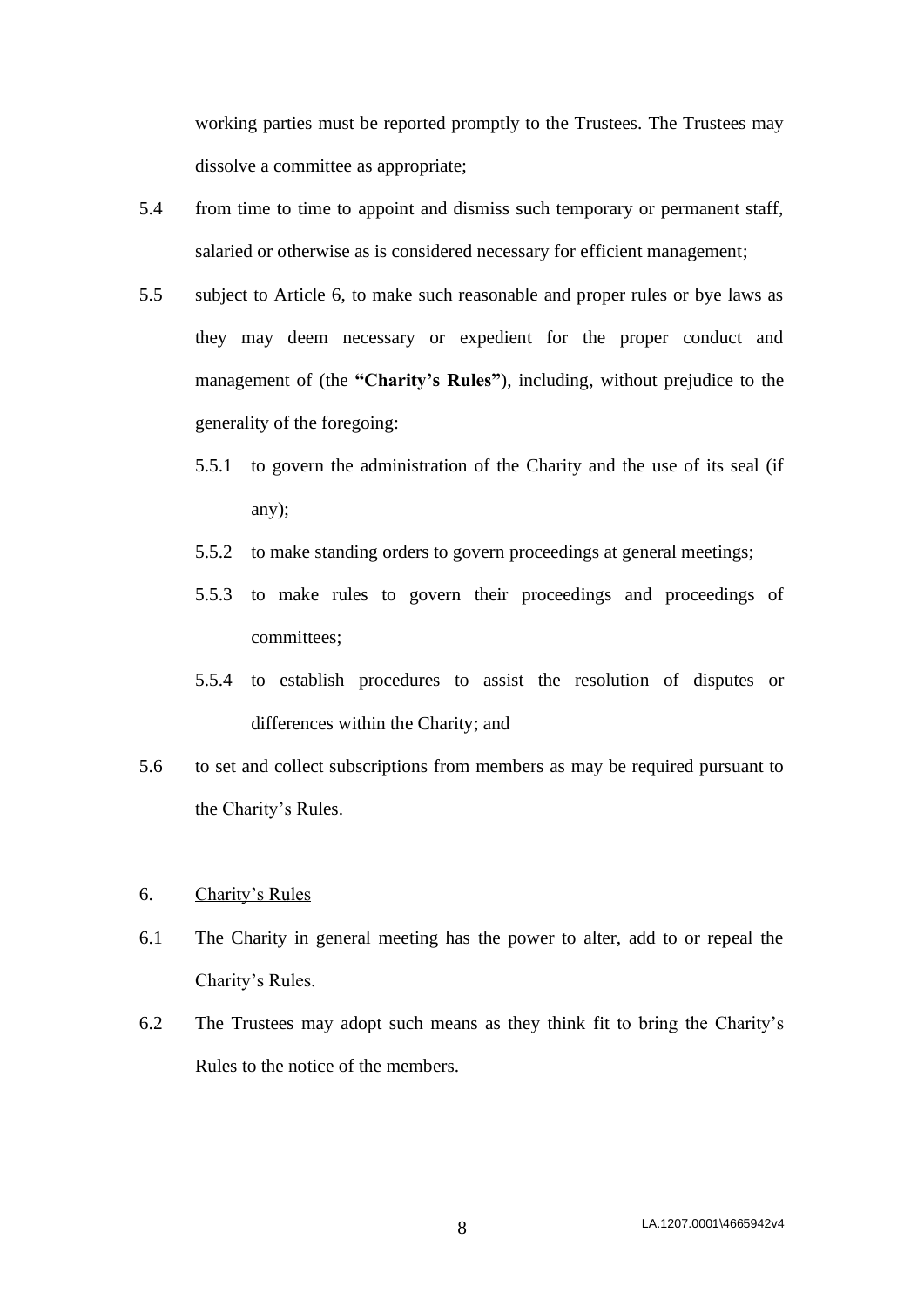working parties must be reported promptly to the Trustees. The Trustees may dissolve a committee as appropriate;

5.4 from time to time to appoint and dismiss such temporary or permanent staff, salaried or otherwise as is considered necessary for efficient management;

5.5 subject to Article 6, to make such reasonable and proper rules or bye laws as they may deem necessary or expedient for the proper conduct and management of (the **"Charity's Rules"**), including, without prejudice to the generality of the foregoing:

5.5.1 to govern the administration of the Charity and the use of its seal (if any);

5.5.2 to make standing orders to govern proceedings at general meetings;

5.5.3 to make rules to govern their proceedings and proceedings of committees;

5.5.4 to establish procedures to assist the resolution of disputes or differences within the Charity; and

5.6 to set and collect subscriptions from members as may be required pursuant to the Charity's Rules.

6. <u>Charity's Rules</u>

6.1 The Charity in general meeting has the power to alter, add to or repeal the Charity's Rules.

6.2 The Trustees may adopt such means as they think fit to bring the Charity's Rules to the notice of the members.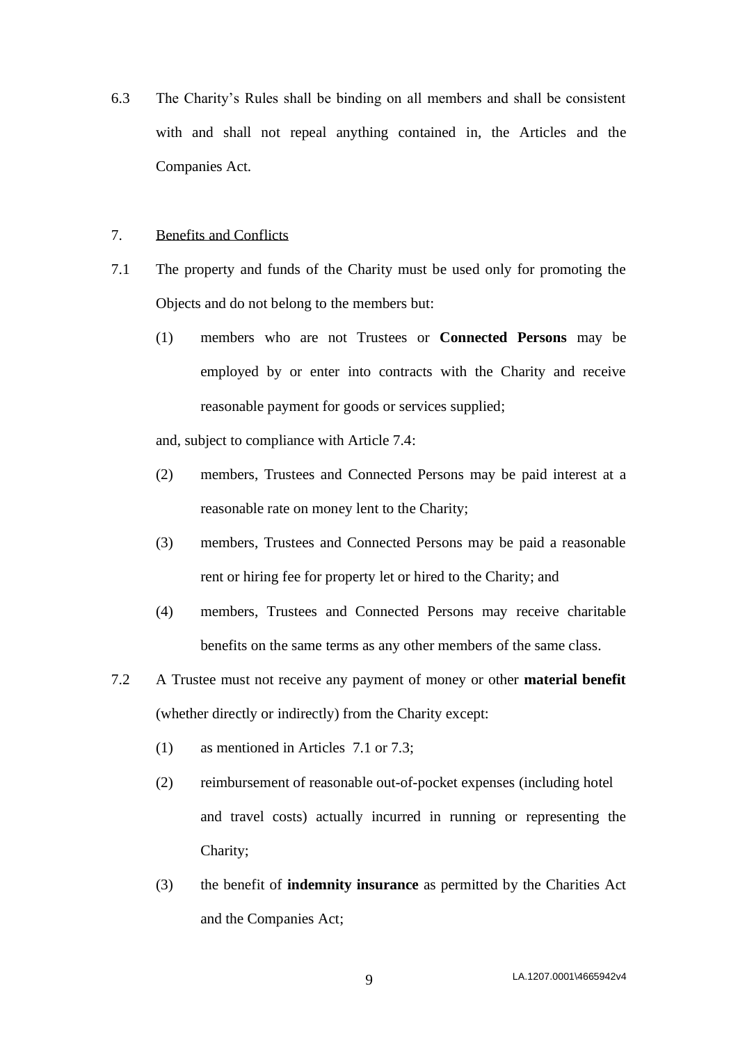6.3 The Charity's Rules shall be binding on all members and shall be consistent with and shall not repeal anything contained in, the Articles and the Companies Act.

7. <u>Benefits and Conflicts</u>

7.1 The property and funds of the Charity must be used only for promoting the Objects and do not belong to the members but:

(1) members who are not Trustees or **Connected Persons** may be employed by or enter into contracts with the Charity and receive reasonable payment for goods or services supplied;

and, subject to compliance with Article 7.4:

(2) members, Trustees and Connected Persons may be paid interest at a reasonable rate on money lent to the Charity;

(3) members, Trustees and Connected Persons may be paid a reasonable rent or hiring fee for property let or hired to the Charity; and

(4) members, Trustees and Connected Persons may receive charitable benefits on the same terms as any other members of the same class.

7.2 A Trustee must not receive any payment of money or other **material benefit** (whether directly or indirectly) from the Charity except:

(1) as mentioned in Articles 7.1 or 7.3;

(2) reimbursement of reasonable out-of-pocket expenses (including hotel and travel costs) actually incurred in running or representing the Charity;

(3) the benefit of **indemnity insurance** as permitted by the Charities Act and the Companies Act;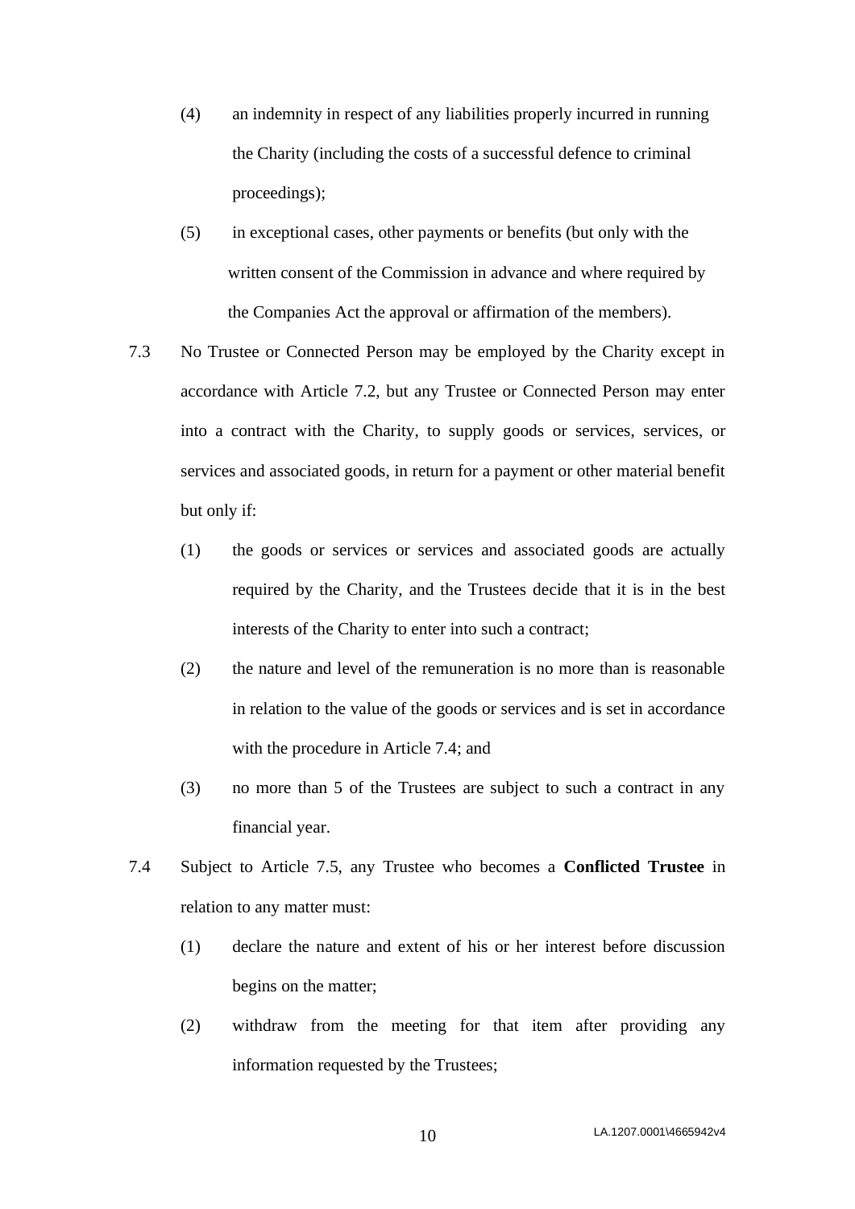(4) an indemnity in respect of any liabilities properly incurred in running the Charity (including the costs of a successful defence to criminal proceedings);

(5) in exceptional cases, other payments or benefits (but only with the written consent of the Commission in advance and where required by the Companies Act the approval or affirmation of the members).

7.3 No Trustee or Connected Person may be employed by the Charity except in accordance with Article 7.2, but any Trustee or Connected Person may enter into a contract with the Charity, to supply goods or services, services, or services and associated goods, in return for a payment or other material benefit but only if:

(1) the goods or services or services and associated goods are actually required by the Charity, and the Trustees decide that it is in the best interests of the Charity to enter into such a contract;

(2) the nature and level of the remuneration is no more than is reasonable in relation to the value of the goods or services and is set in accordance with the procedure in Article 7.4; and

(3) no more than 5 of the Trustees are subject to such a contract in any financial year.

7.4 Subject to Article 7.5, any Trustee who becomes a **Conflicted Trustee** in relation to any matter must:

(1) declare the nature and extent of his or her interest before discussion begins on the matter;

(2) withdraw from the meeting for that item after providing any information requested by the Trustees;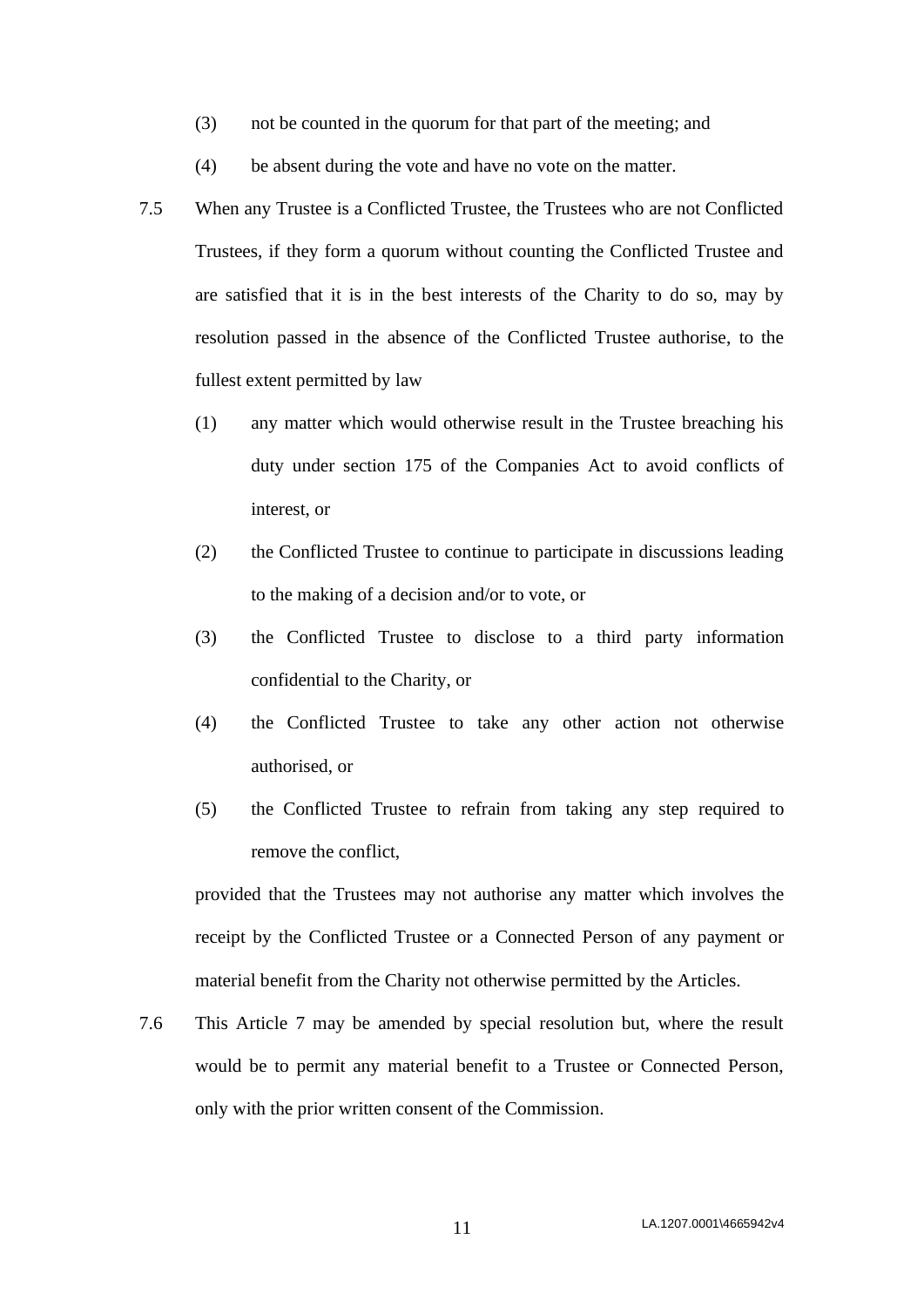(3) not be counted in the quorum for that part of the meeting; and

(4) be absent during the vote and have no vote on the matter.

7.5 When any Trustee is a Conflicted Trustee, the Trustees who are not Conflicted Trustees, if they form a quorum without counting the Conflicted Trustee and are satisfied that it is in the best interests of the Charity to do so, may by resolution passed in the absence of the Conflicted Trustee authorise, to the fullest extent permitted by law

(1) any matter which would otherwise result in the Trustee breaching his duty under section 175 of the Companies Act to avoid conflicts of interest, or

(2) the Conflicted Trustee to continue to participate in discussions leading to the making of a decision and/or to vote, or

(3) the Conflicted Trustee to disclose to a third party information confidential to the Charity, or

(4) the Conflicted Trustee to take any other action not otherwise authorised, or

(5) the Conflicted Trustee to refrain from taking any step required to remove the conflict,

provided that the Trustees may not authorise any matter which involves the receipt by the Conflicted Trustee or a Connected Person of any payment or material benefit from the Charity not otherwise permitted by the Articles.

7.6 This Article 7 may be amended by special resolution but, where the result would be to permit any material benefit to a Trustee or Connected Person, only with the prior written consent of the Commission.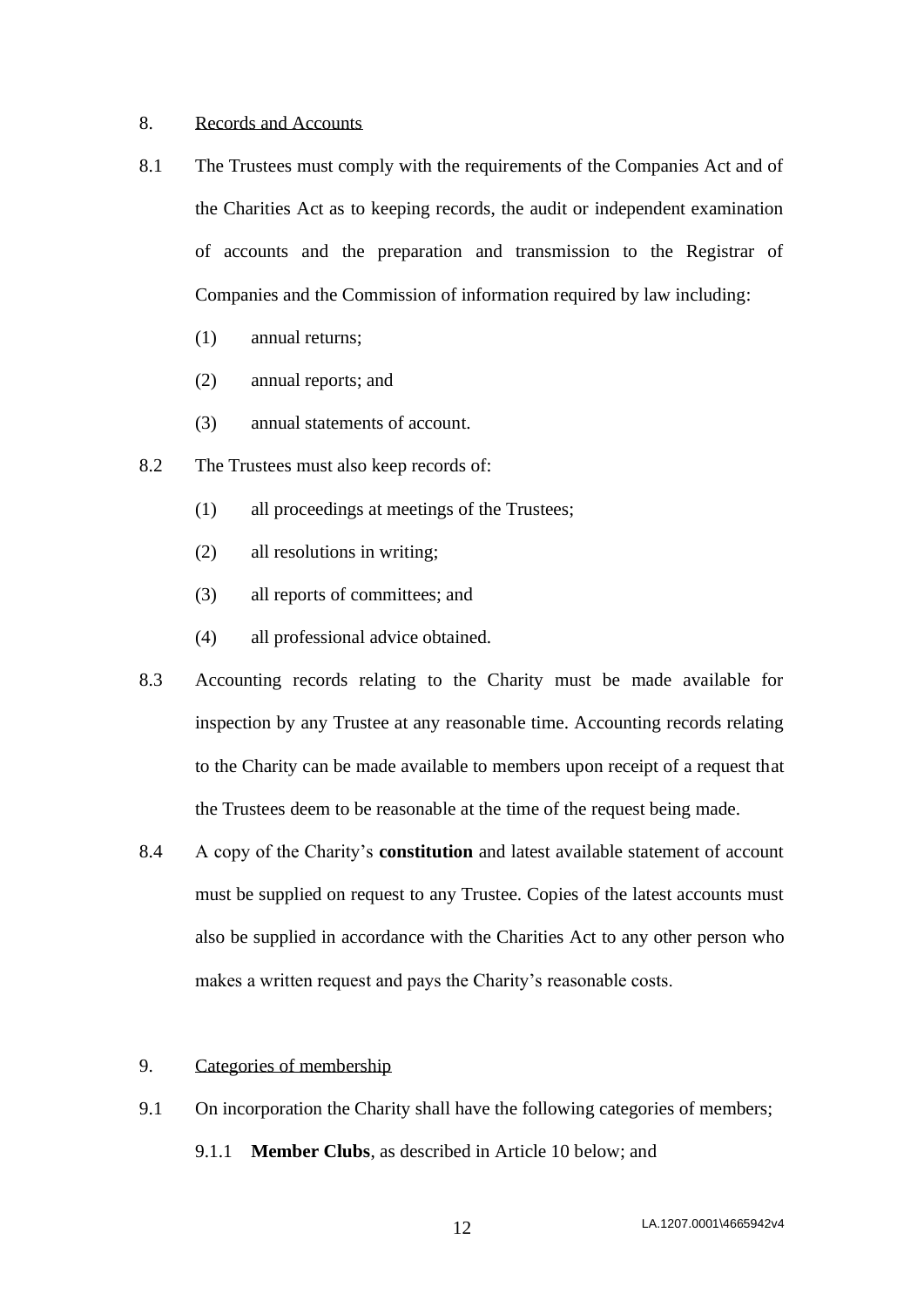8. Records and Accounts

8.1 The Trustees must comply with the requirements of the Companies Act and of the Charities Act as to keeping records, the audit or independent examination of accounts and the preparation and transmission to the Registrar of Companies and the Commission of information required by law including:

(1) annual returns;

(2) annual reports; and

(3) annual statements of account.

8.2 The Trustees must also keep records of:

(1) all proceedings at meetings of the Trustees;

(2) all resolutions in writing;

(3) all reports of committees; and

(4) all professional advice obtained.

8.3 Accounting records relating to the Charity must be made available for inspection by any Trustee at any reasonable time. Accounting records relating to the Charity can be made available to members upon receipt of a request that the Trustees deem to be reasonable at the time of the request being made.

8.4 A copy of the Charity's **constitution** and latest available statement of account must be supplied on request to any Trustee. Copies of the latest accounts must also be supplied in accordance with the Charities Act to any other person who makes a written request and pays the Charity's reasonable costs.

9. Categories of membership

9.1 On incorporation the Charity shall have the following categories of members;

9.1.1 **Member Clubs**, as described in Article 10 below; and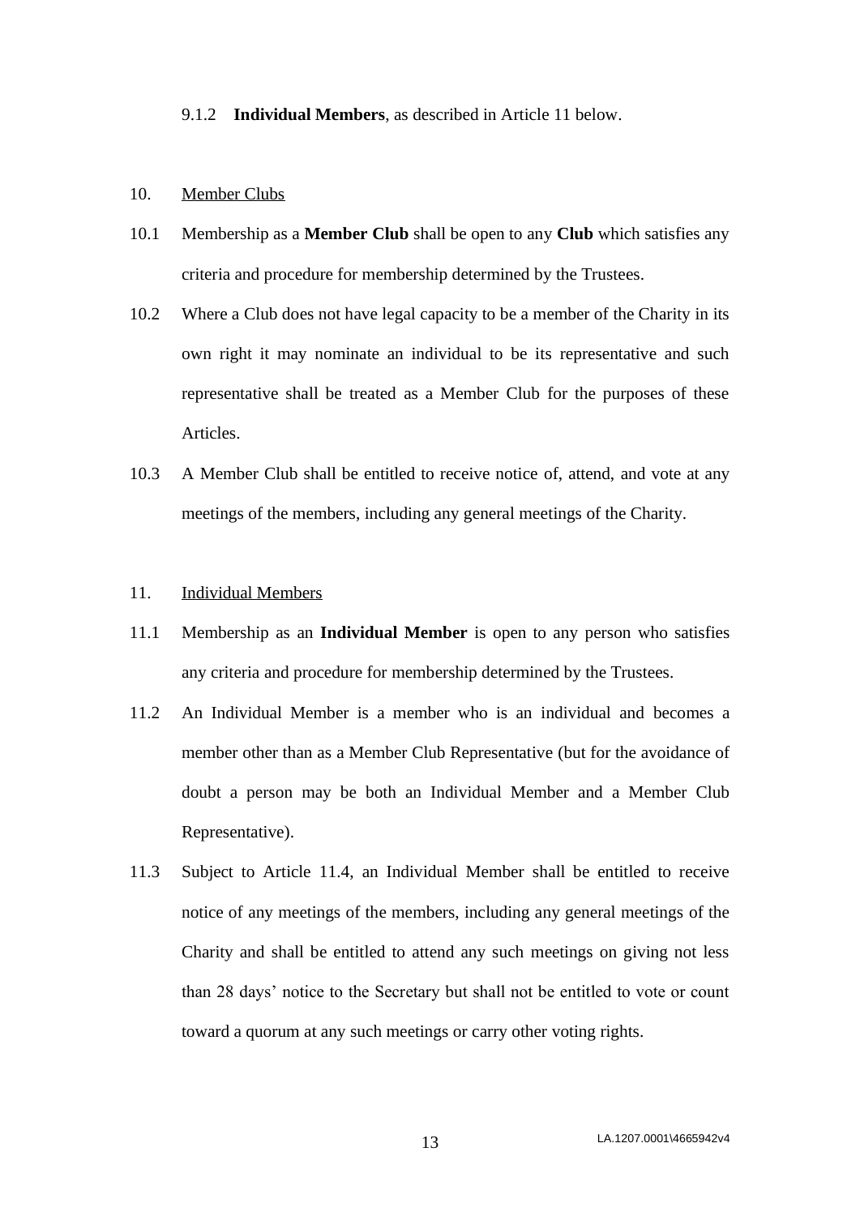9.1.2 **Individual Members**, as described in Article 11 below.

10. Member Clubs

10.1 Membership as a **Member Club** shall be open to any **Club** which satisfies any criteria and procedure for membership determined by the Trustees.

10.2 Where a Club does not have legal capacity to be a member of the Charity in its own right it may nominate an individual to be its representative and such representative shall be treated as a Member Club for the purposes of these Articles.

10.3 A Member Club shall be entitled to receive notice of, attend, and vote at any meetings of the members, including any general meetings of the Charity.

11. Individual Members

11.1 Membership as an **Individual Member** is open to any person who satisfies any criteria and procedure for membership determined by the Trustees.

11.2 An Individual Member is a member who is an individual and becomes a member other than as a Member Club Representative (but for the avoidance of doubt a person may be both an Individual Member and a Member Club Representative).

11.3 Subject to Article 11.4, an Individual Member shall be entitled to receive notice of any meetings of the members, including any general meetings of the Charity and shall be entitled to attend any such meetings on giving not less than 28 days' notice to the Secretary but shall not be entitled to vote or count toward a quorum at any such meetings or carry other voting rights.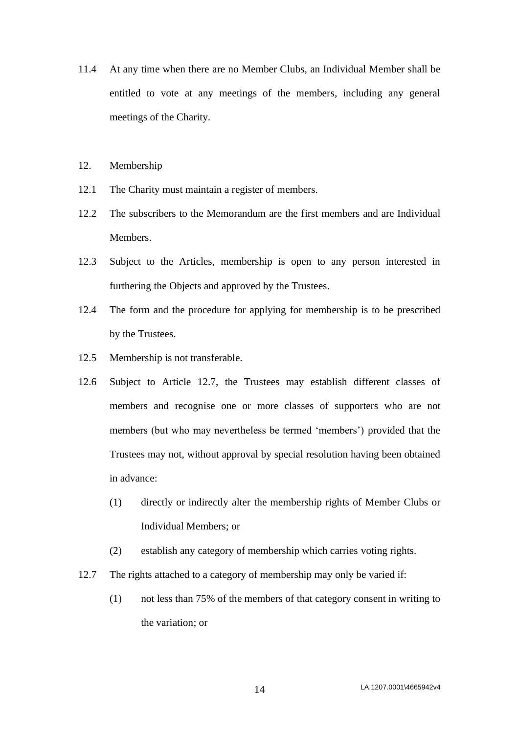11.4 At any time when there are no Member Clubs, an Individual Member shall be entitled to vote at any meetings of the members, including any general meetings of the Charity.

## 12. Membership

12.1 The Charity must maintain a register of members.

12.2 The subscribers to the Memorandum are the first members and are Individual Members.

12.3 Subject to the Articles, membership is open to any person interested in furthering the Objects and approved by the Trustees.

12.4 The form and the procedure for applying for membership is to be prescribed by the Trustees.

12.5 Membership is not transferable.

12.6 Subject to Article 12.7, the Trustees may establish different classes of members and recognise one or more classes of supporters who are not members (but who may nevertheless be termed 'members') provided that the Trustees may not, without approval by special resolution having been obtained in advance:

(1) directly or indirectly alter the membership rights of Member Clubs or Individual Members; or

(2) establish any category of membership which carries voting rights.

12.7 The rights attached to a category of membership may only be varied if:

(1) not less than 75% of the members of that category consent in writing to the variation; or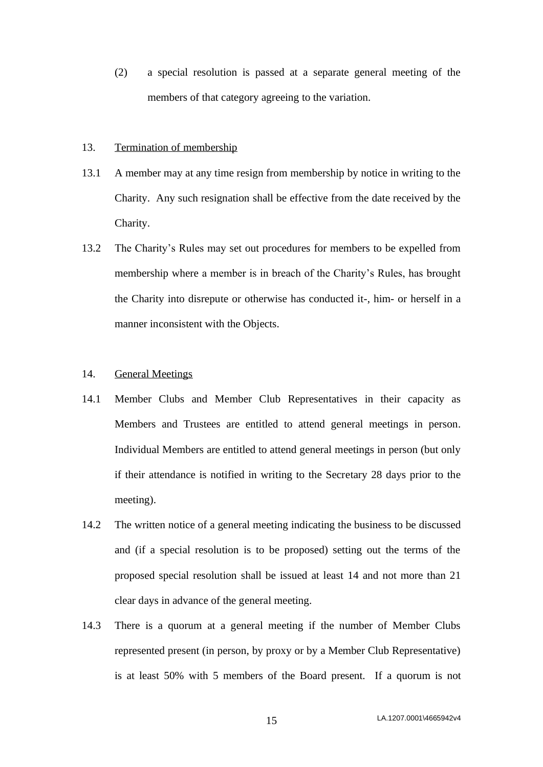(2) a special resolution is passed at a separate general meeting of the members of that category agreeing to the variation.

13. Termination of membership

13.1 A member may at any time resign from membership by notice in writing to the Charity. Any such resignation shall be effective from the date received by the Charity.

13.2 The Charity's Rules may set out procedures for members to be expelled from membership where a member is in breach of the Charity's Rules, has brought the Charity into disrepute or otherwise has conducted it-, him- or herself in a manner inconsistent with the Objects.

14. General Meetings

14.1 Member Clubs and Member Club Representatives in their capacity as Members and Trustees are entitled to attend general meetings in person. Individual Members are entitled to attend general meetings in person (but only if their attendance is notified in writing to the Secretary 28 days prior to the meeting).

14.2 The written notice of a general meeting indicating the business to be discussed and (if a special resolution is to be proposed) setting out the terms of the proposed special resolution shall be issued at least 14 and not more than 21 clear days in advance of the general meeting.

14.3 There is a quorum at a general meeting if the number of Member Clubs represented present (in person, by proxy or by a Member Club Representative) is at least 50% with 5 members of the Board present. If a quorum is not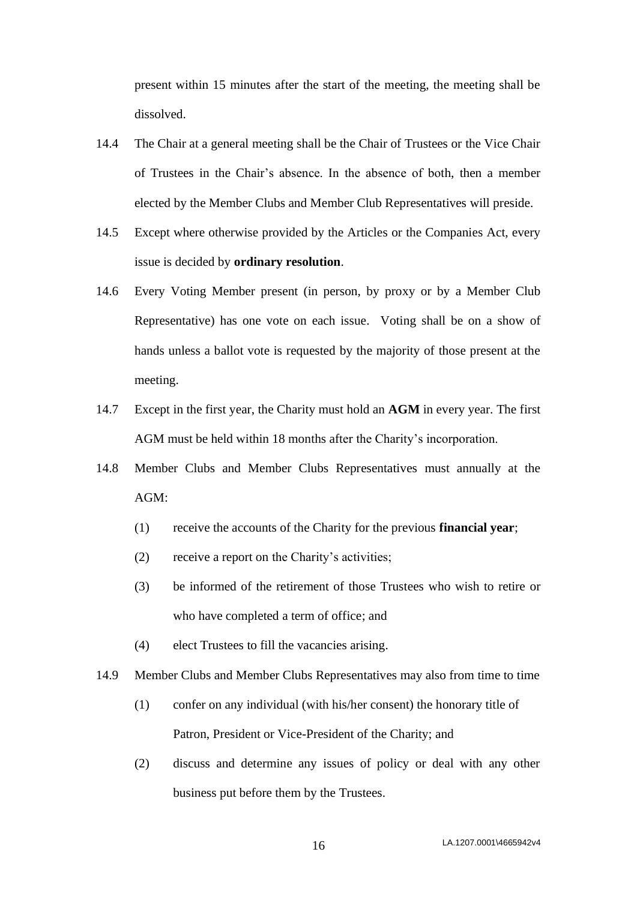present within 15 minutes after the start of the meeting, the meeting shall be dissolved.

14.4 The Chair at a general meeting shall be the Chair of Trustees or the Vice Chair of Trustees in the Chair's absence. In the absence of both, then a member elected by the Member Clubs and Member Club Representatives will preside.

14.5 Except where otherwise provided by the Articles or the Companies Act, every issue is decided by **ordinary resolution**.

14.6 Every Voting Member present (in person, by proxy or by a Member Club Representative) has one vote on each issue. Voting shall be on a show of hands unless a ballot vote is requested by the majority of those present at the meeting.

14.7 Except in the first year, the Charity must hold an **AGM** in every year. The first AGM must be held within 18 months after the Charity's incorporation.

14.8 Member Clubs and Member Clubs Representatives must annually at the AGM:

(1) receive the accounts of the Charity for the previous **financial year**;

(2) receive a report on the Charity's activities;

(3) be informed of the retirement of those Trustees who wish to retire or who have completed a term of office; and

(4) elect Trustees to fill the vacancies arising.

14.9 Member Clubs and Member Clubs Representatives may also from time to time

(1) confer on any individual (with his/her consent) the honorary title of Patron, President or Vice-President of the Charity; and

(2) discuss and determine any issues of policy or deal with any other business put before them by the Trustees.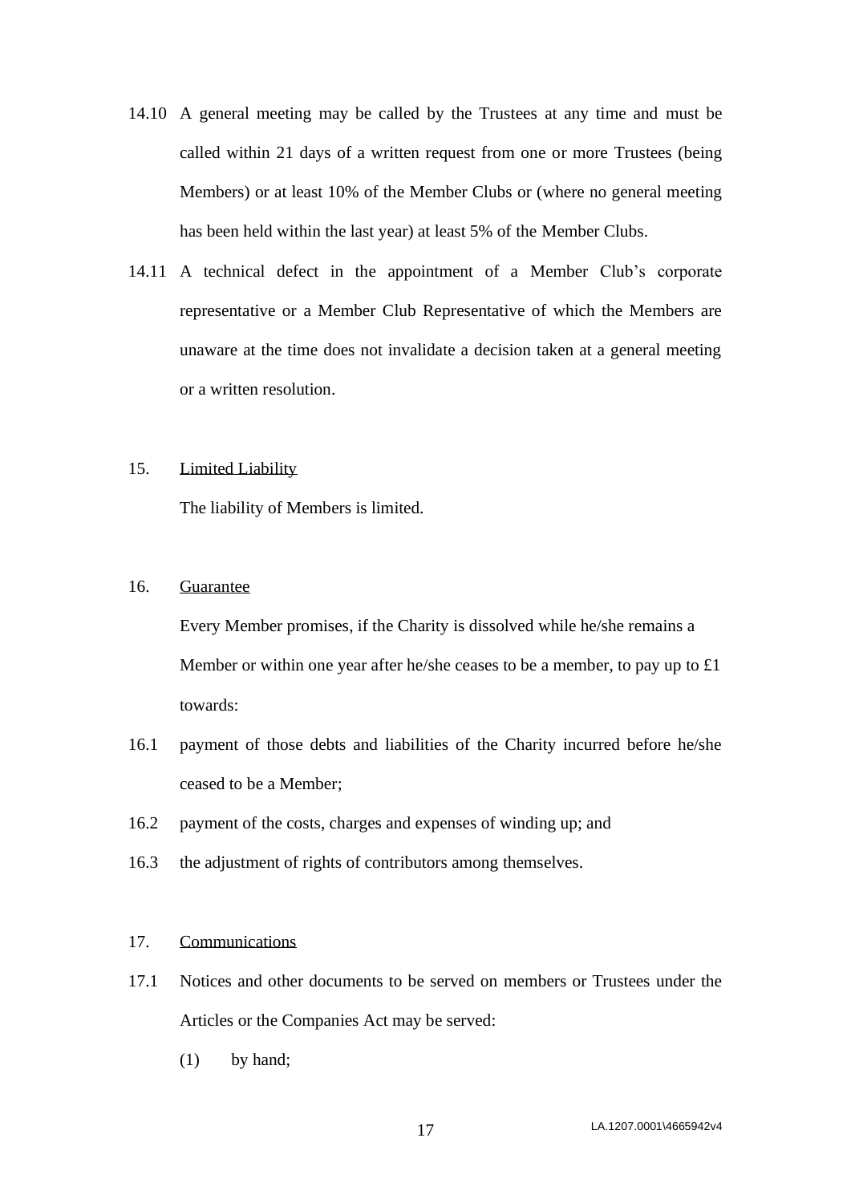14.10 A general meeting may be called by the Trustees at any time and must be called within 21 days of a written request from one or more Trustees (being Members) or at least 10% of the Member Clubs or (where no general meeting has been held within the last year) at least 5% of the Member Clubs.

14.11 A technical defect in the appointment of a Member Club's corporate representative or a Member Club Representative of which the Members are unaware at the time does not invalidate a decision taken at a general meeting or a written resolution.

15. Limited Liability

The liability of Members is limited.

16. Guarantee

Every Member promises, if the Charity is dissolved while he/she remains a Member or within one year after he/she ceases to be a member, to pay up to £1 towards:

16.1 payment of those debts and liabilities of the Charity incurred before he/she ceased to be a Member;

16.2 payment of the costs, charges and expenses of winding up; and

16.3 the adjustment of rights of contributors among themselves.

17. Communications

17.1 Notices and other documents to be served on members or Trustees under the Articles or the Companies Act may be served:

(1) by hand;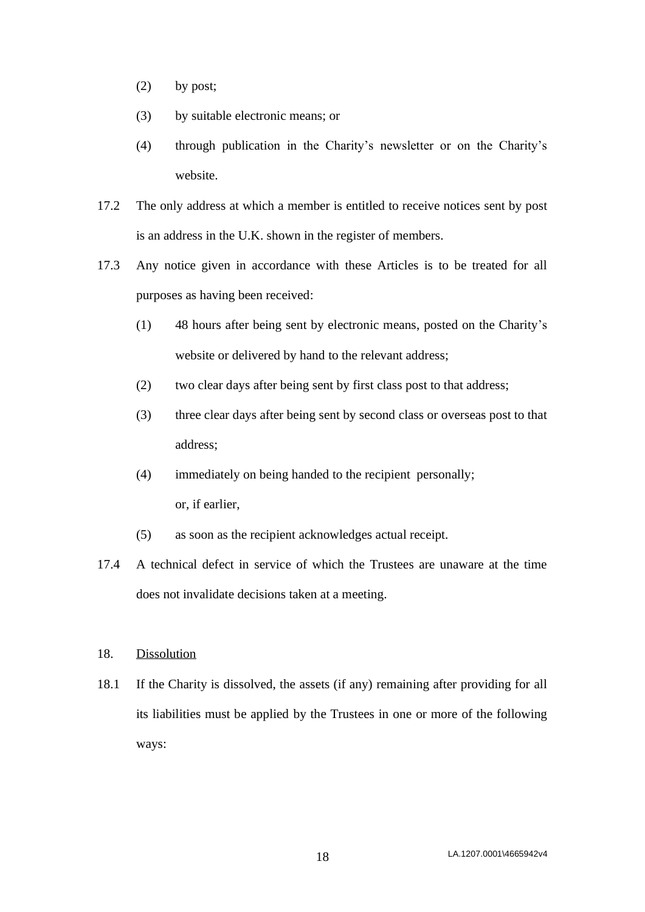(2) by post;

(3) by suitable electronic means; or

(4) through publication in the Charity's newsletter or on the Charity's website.

17.2 The only address at which a member is entitled to receive notices sent by post is an address in the U.K. shown in the register of members.

17.3 Any notice given in accordance with these Articles is to be treated for all purposes as having been received:

(1) 48 hours after being sent by electronic means, posted on the Charity's website or delivered by hand to the relevant address;

(2) two clear days after being sent by first class post to that address;

(3) three clear days after being sent by second class or overseas post to that address;

(4) immediately on being handed to the recipient personally;

or, if earlier,

(5) as soon as the recipient acknowledges actual receipt.

17.4 A technical defect in service of which the Trustees are unaware at the time does not invalidate decisions taken at a meeting.

18. Dissolution

18.1 If the Charity is dissolved, the assets (if any) remaining after providing for all its liabilities must be applied by the Trustees in one or more of the following ways:

LA.1207.0001\4665942v4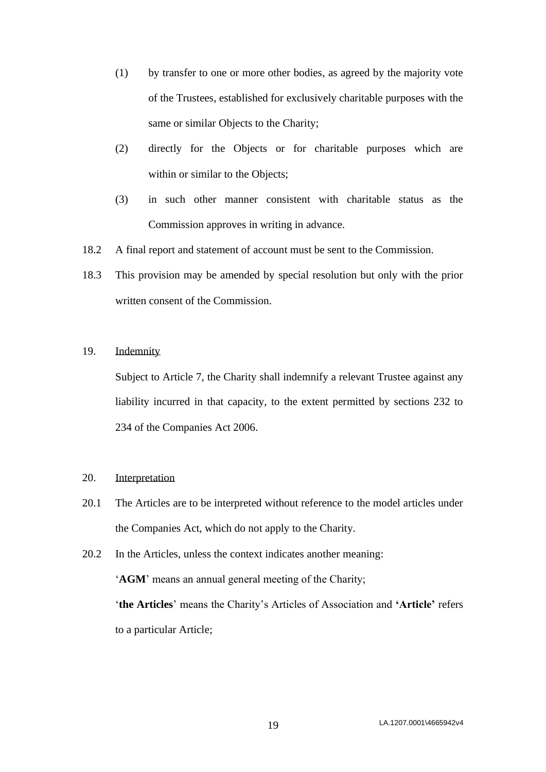(1) by transfer to one or more other bodies, as agreed by the majority vote of the Trustees, established for exclusively charitable purposes with the same or similar Objects to the Charity;

(2) directly for the Objects or for charitable purposes which are within or similar to the Objects;

(3) in such other manner consistent with charitable status as the Commission approves in writing in advance.

18.2 A final report and statement of account must be sent to the Commission.

18.3 This provision may be amended by special resolution but only with the prior written consent of the Commission.

19. Indemnity

Subject to Article 7, the Charity shall indemnify a relevant Trustee against any liability incurred in that capacity, to the extent permitted by sections 232 to 234 of the Companies Act 2006.

20. Interpretation

20.1 The Articles are to be interpreted without reference to the model articles under the Companies Act, which do not apply to the Charity.

20.2 In the Articles, unless the context indicates another meaning:

'**AGM**' means an annual general meeting of the Charity;

'**the Articles**' means the Charity's Articles of Association and **'Article'** refers to a particular Article;

LA.1207.0001\4665942v4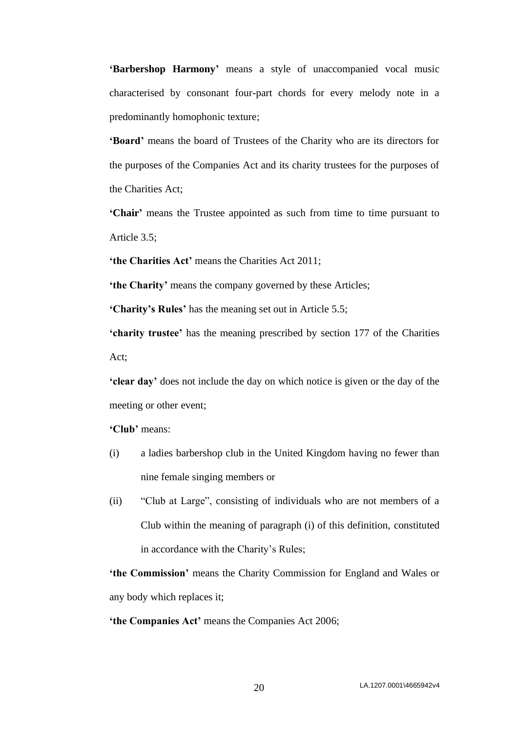**'Barbershop Harmony'** means a style of unaccompanied vocal music characterised by consonant four-part chords for every melody note in a predominantly homophonic texture;

**'Board'** means the board of Trustees of the Charity who are its directors for the purposes of the Companies Act and its charity trustees for the purposes of the Charities Act;

**'Chair'** means the Trustee appointed as such from time to time pursuant to Article 3.5;

**'the Charities Act'** means the Charities Act 2011;

**'the Charity'** means the company governed by these Articles;

**'Charity's Rules'** has the meaning set out in Article 5.5;

**'charity trustee'** has the meaning prescribed by section 177 of the Charities Act;

**'clear day'** does not include the day on which notice is given or the day of the meeting or other event;

**'Club'** means:

(i) a ladies barbershop club in the United Kingdom having no fewer than nine female singing members or

(ii) "Club at Large", consisting of individuals who are not members of a Club within the meaning of paragraph (i) of this definition, constituted in accordance with the Charity's Rules;

**'the Commission'** means the Charity Commission for England and Wales or any body which replaces it;

**'the Companies Act'** means the Companies Act 2006;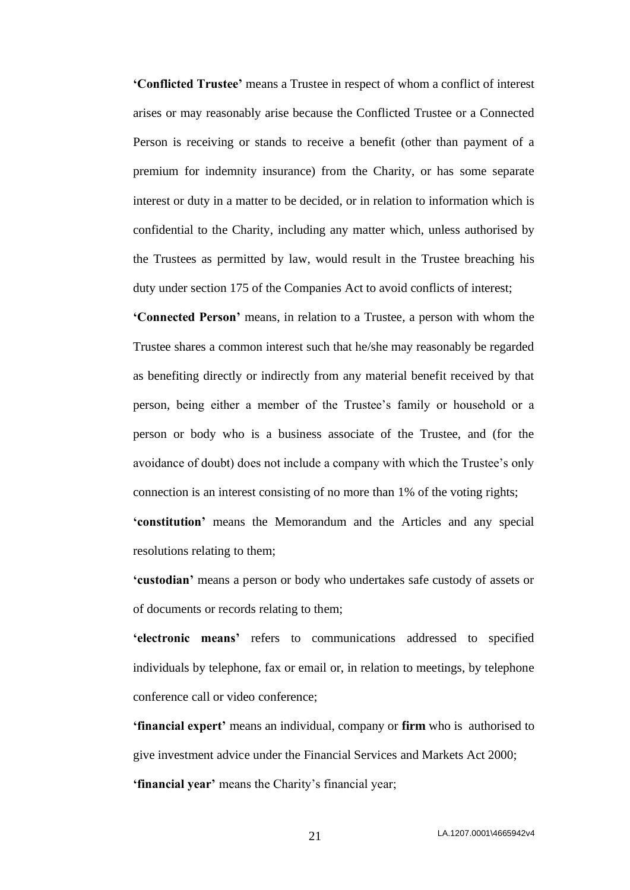**'Conflicted Trustee'** means a Trustee in respect of whom a conflict of interest arises or may reasonably arise because the Conflicted Trustee or a Connected Person is receiving or stands to receive a benefit (other than payment of a premium for indemnity insurance) from the Charity, or has some separate interest or duty in a matter to be decided, or in relation to information which is confidential to the Charity, including any matter which, unless authorised by the Trustees as permitted by law, would result in the Trustee breaching his duty under section 175 of the Companies Act to avoid conflicts of interest;

**'Connected Person'** means, in relation to a Trustee, a person with whom the Trustee shares a common interest such that he/she may reasonably be regarded as benefiting directly or indirectly from any material benefit received by that person, being either a member of the Trustee's family or household or a person or body who is a business associate of the Trustee, and (for the avoidance of doubt) does not include a company with which the Trustee's only connection is an interest consisting of no more than 1% of the voting rights;

**'constitution'** means the Memorandum and the Articles and any special resolutions relating to them;

**'custodian'** means a person or body who undertakes safe custody of assets or of documents or records relating to them;

**'electronic means'** refers to communications addressed to specified individuals by telephone, fax or email or, in relation to meetings, by telephone conference call or video conference;

**'financial expert'** means an individual, company or **firm** who is authorised to give investment advice under the Financial Services and Markets Act 2000;

**'financial year'** means the Charity's financial year;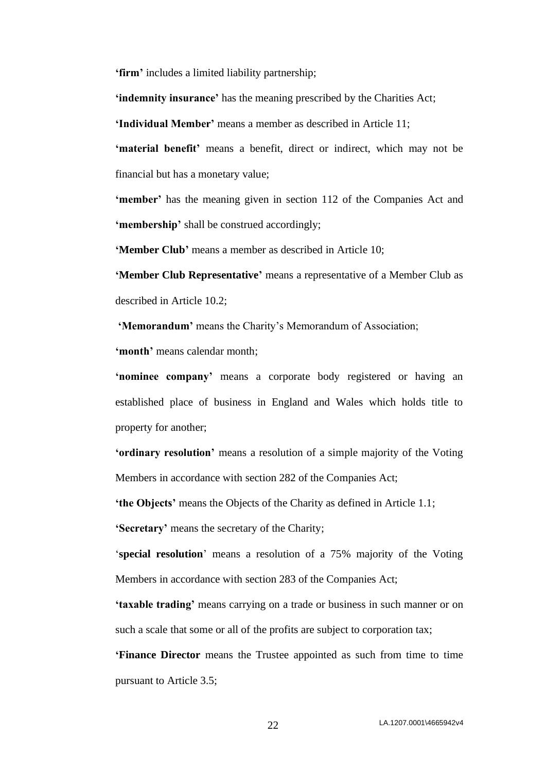**'firm'** includes a limited liability partnership;

**'indemnity insurance'** has the meaning prescribed by the Charities Act;

**'Individual Member'** means a member as described in Article 11;

**'material benefit'** means a benefit, direct or indirect, which may not be financial but has a monetary value;

**'member'** has the meaning given in section 112 of the Companies Act and **'membership'** shall be construed accordingly;

**'Member Club'** means a member as described in Article 10;

**'Member Club Representative'** means a representative of a Member Club as described in Article 10.2;

**'Memorandum'** means the Charity's Memorandum of Association;

**'month'** means calendar month;

**'nominee company'** means a corporate body registered or having an established place of business in England and Wales which holds title to property for another;

**'ordinary resolution'** means a resolution of a simple majority of the Voting Members in accordance with section 282 of the Companies Act;

**'the Objects'** means the Objects of the Charity as defined in Article 1.1;

**'Secretary'** means the secretary of the Charity;

'**special resolution**' means a resolution of a 75% majority of the Voting Members in accordance with section 283 of the Companies Act;

**'taxable trading'** means carrying on a trade or business in such manner or on such a scale that some or all of the profits are subject to corporation tax;

**'Finance Director** means the Trustee appointed as such from time to time pursuant to Article 3.5;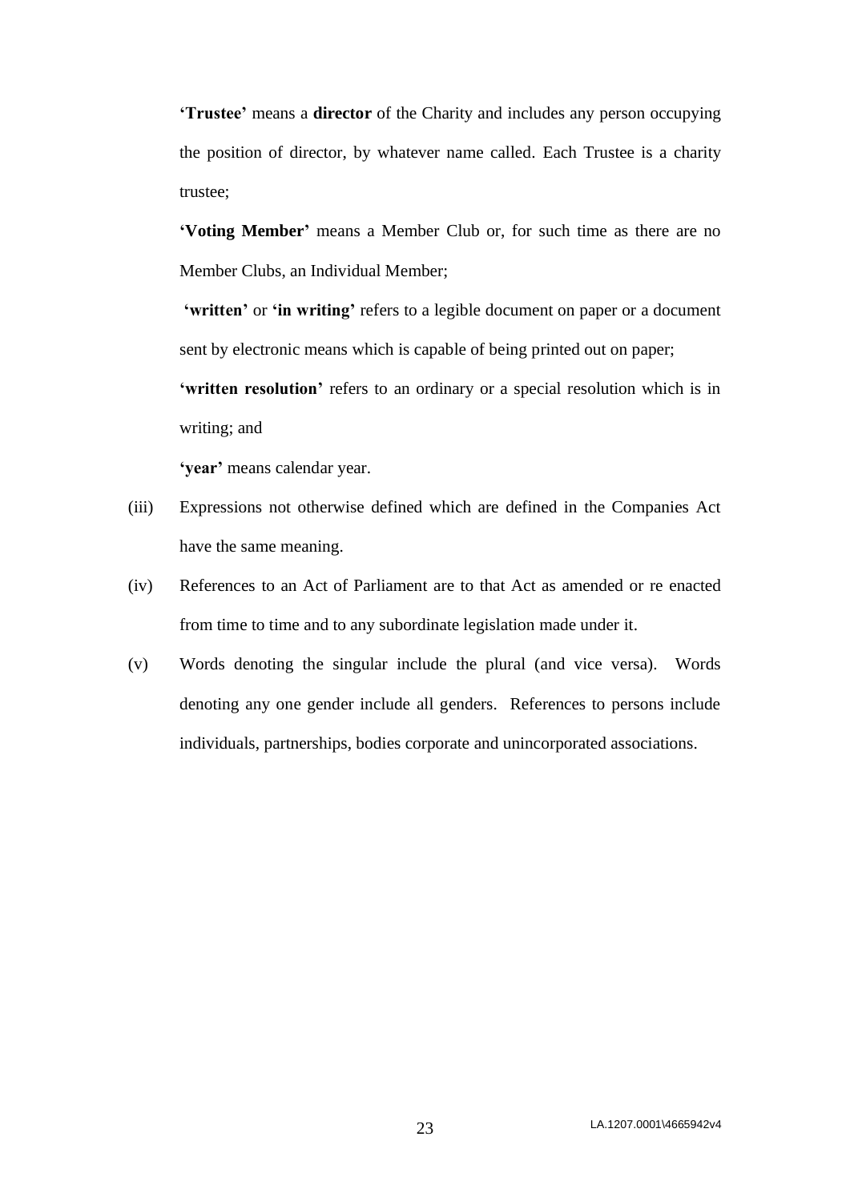**'Trustee'** means a **director** of the Charity and includes any person occupying the position of director, by whatever name called. Each Trustee is a charity trustee;

**'Voting Member'** means a Member Club or, for such time as there are no Member Clubs, an Individual Member;

**'written'** or **'in writing'** refers to a legible document on paper or a document sent by electronic means which is capable of being printed out on paper;

**'written resolution'** refers to an ordinary or a special resolution which is in writing; and

**'year'** means calendar year.

(iii) Expressions not otherwise defined which are defined in the Companies Act have the same meaning.

(iv) References to an Act of Parliament are to that Act as amended or re enacted from time to time and to any subordinate legislation made under it.

(v) Words denoting the singular include the plural (and vice versa). Words denoting any one gender include all genders. References to persons include individuals, partnerships, bodies corporate and unincorporated associations.